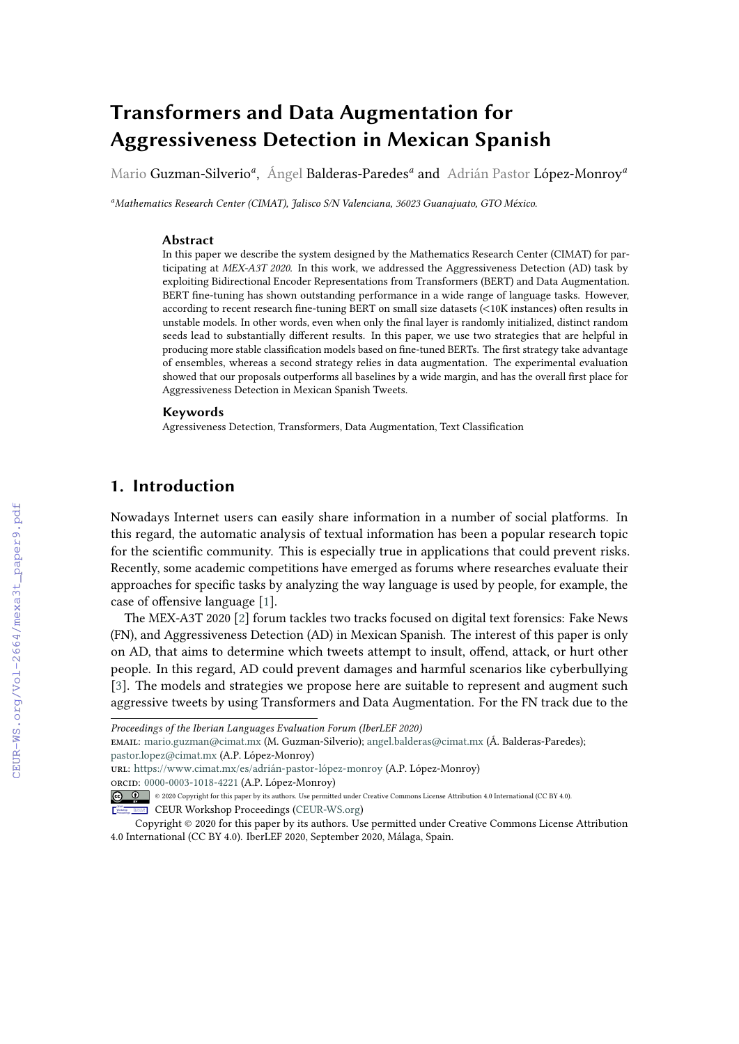# Transformers and Data Augmentation for Aggressiveness Detection in Mexican Spanish

Mario Guzman-Silverio[a], Ángel Balderas-Paredes[a] and Adrián Pastor López-Monroy[a]

[a]*Mathematics Research Center (CIMAT), Jalisco S/N Valenciana, 36023 Guanajuato, GTO México.*

### Abstract

In this paper we describe the system designed by the Mathematics Research Center (CIMAT) for participating at *MEX-A3T 2020*. In this work, we addressed the Aggressiveness Detection (AD) task by exploiting Bidirectional Encoder Representations from Transformers (BERT) and Data Augmentation. BERT fine-tuning has shown outstanding performance in a wide range of language tasks. However, according to recent research fine-tuning BERT on small size datasets (<10K instances) often results in unstable models. In other words, even when only the final layer is randomly initialized, distinct random seeds lead to substantially different results. In this paper, we use two strategies that are helpful in producing more stable classification models based on fine-tuned BERTs. The first strategy take advantage of ensembles, whereas a second strategy relies in data augmentation. The experimental evaluation showed that our proposals outperforms all baselines by a wide margin, and has the overall first place for Aggressiveness Detection in Mexican Spanish Tweets.

### Keywords

Agressiveness Detection, Transformers, Data Augmentation, Text Classification

## 1. Introduction

Nowadays Internet users can easily share information in a number of social platforms. In this regard, the automatic analysis of textual information has been a popular research topic for the scientific community. This is especially true in applications that could prevent risks. Recently, some academic competitions have emerged as forums where researches evaluate their approaches for specific tasks by analyzing the way language is used by people, for example, the case of offensive language [1].

The MEX-A3T 2020 [2] forum tackles two tracks focused on digital text forensics: Fake News (FN), and Aggressiveness Detection (AD) in Mexican Spanish. The interest of this paper is only on AD, that aims to determine which tweets attempt to insult, offend, attack, or hurt other people. In this regard, AD could prevent damages and harmful scenarios like cyberbullying [3]. The models and strategies we propose here are suitable to represent and augment such aggressive tweets by using Transformers and Data Augmentation. For the FN track due to the

*Proceedings of the Iberian Languages Evaluation Forum (IberLEF 2020)*

EMAIL: mario.guzman@cimat.mx (M. Guzman-Silverio); angel.balderas@cimat.mx (Á. Balderas-Paredes); pastor.lopez@cimat.mx (A.P. López-Monroy)

URL: https://www.cimat.mx/es/adrián-pastor-lópez-monroy (A.P. López-Monroy)

ORCID: 0000-0003-1018-4221 (A.P. López-Monroy)

© 2020 Copyright for this paper by its authors. Use permitted under Creative Commons License Attribution 4.0 International (CC BY 4.0).

CEUR Workshop Proceedings (CEUR-WS.org)

Copyright © 2020 for this paper by its authors. Use permitted under Creative Commons License Attribution 4.0 International (CC BY 4.0). IberLEF 2020, September 2020, Málaga, Spain.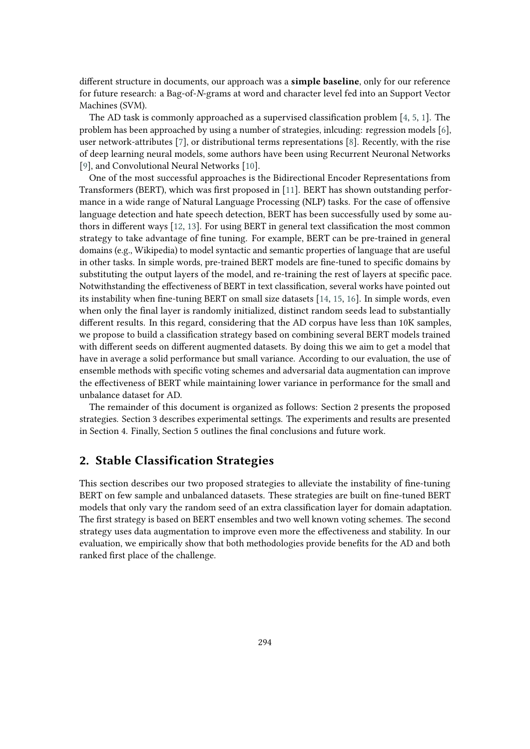different structure in documents, our approach was a **simple baseline**, only for our reference for future research: a Bag-of-*N*-grams at word and character level fed into an Support Vector Machines (SVM).

The AD task is commonly approached as a supervised classification problem [4, 5, 1]. The problem has been approached by using a number of strategies, inlcuding: regression models [6], user network-attributes [7], or distributional terms representations [8]. Recently, with the rise of deep learning neural models, some authors have been using Recurrent Neuronal Networks [9], and Convolutional Neural Networks [10].

One of the most successful approaches is the Bidirectional Encoder Representations from Transformers (BERT), which was first proposed in [11]. BERT has shown outstanding performance in a wide range of Natural Language Processing (NLP) tasks. For the case of offensive language detection and hate speech detection, BERT has been successfully used by some authors in different ways [12, 13]. For using BERT in general text classification the most common strategy to take advantage of fine tuning. For example, BERT can be pre-trained in general domains (e.g., Wikipedia) to model syntactic and semantic properties of language that are useful in other tasks. In simple words, pre-trained BERT models are fine-tuned to specific domains by substituting the output layers of the model, and re-training the rest of layers at specific pace. Notwithstanding the effectiveness of BERT in text classification, several works have pointed out its instability when fine-tuning BERT on small size datasets [14, 15, 16]. In simple words, even when only the final layer is randomly initialized, distinct random seeds lead to substantially different results. In this regard, considering that the AD corpus have less than 10K samples, we propose to build a classification strategy based on combining several BERT models trained with different seeds on different augmented datasets. By doing this we aim to get a model that have in average a solid performance but small variance. According to our evaluation, the use of ensemble methods with specific voting schemes and adversarial data augmentation can improve the effectiveness of BERT while maintaining lower variance in performance for the small and unbalance dataset for AD.

The remainder of this document is organized as follows: Section 2 presents the proposed strategies. Section 3 describes experimental settings. The experiments and results are presented in Section 4. Finally, Section 5 outlines the final conclusions and future work.

## 2. Stable Classification Strategies

This section describes our two proposed strategies to alleviate the instability of fine-tuning BERT on few sample and unbalanced datasets. These strategies are built on fine-tuned BERT models that only vary the random seed of an extra classification layer for domain adaptation. The first strategy is based on BERT ensembles and two well known voting schemes. The second strategy uses data augmentation to improve even more the effectiveness and stability. In our evaluation, we empirically show that both methodologies provide benefits for the AD and both ranked first place of the challenge.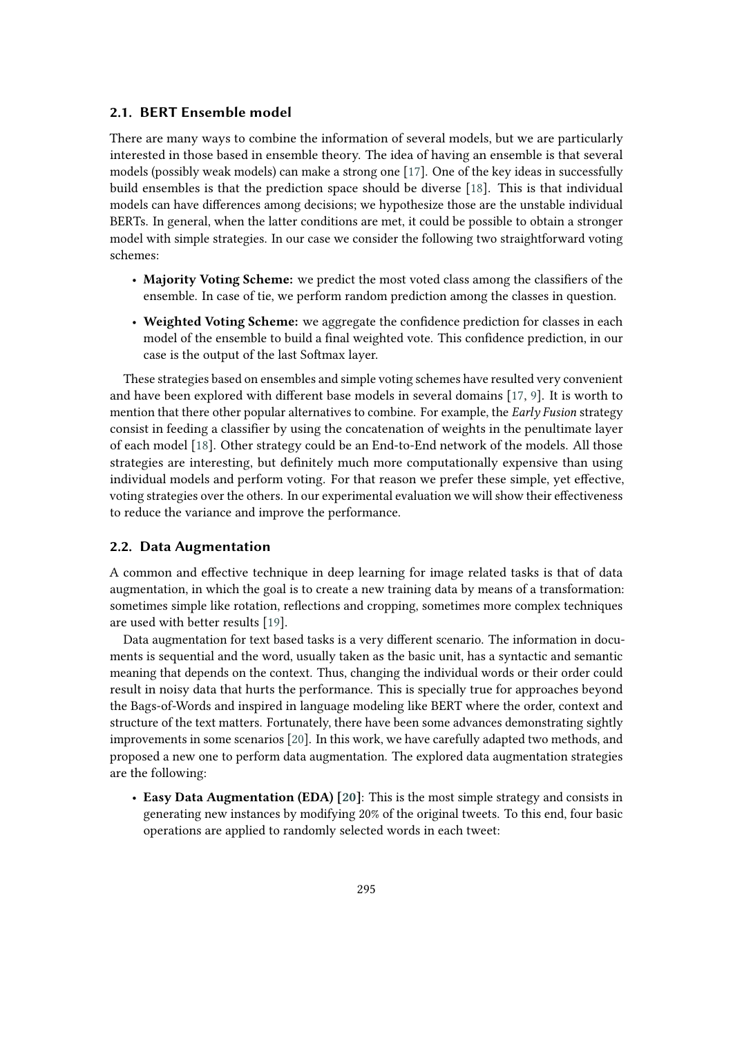### 2.1. BERT Ensemble model

There are many ways to combine the information of several models, but we are particularly interested in those based in ensemble theory. The idea of having an ensemble is that several models (possibly weak models) can make a strong one [17]. One of the key ideas in successfully build ensembles is that the prediction space should be diverse [18]. This is that individual models can have differences among decisions; we hypothesize those are the unstable individual BERTs. In general, when the latter conditions are met, it could be possible to obtain a stronger model with simple strategies. In our case we consider the following two straightforward voting schemes:

- **Majority Voting Scheme:** we predict the most voted class among the classifiers of the ensemble. In case of tie, we perform random prediction among the classes in question.
- **Weighted Voting Scheme:** we aggregate the confidence prediction for classes in each model of the ensemble to build a final weighted vote. This confidence prediction, in our case is the output of the last Softmax layer.

These strategies based on ensembles and simple voting schemes have resulted very convenient and have been explored with different base models in several domains [17, 9]. It is worth to mention that there other popular alternatives to combine. For example, the *Early Fusion* strategy consist in feeding a classifier by using the concatenation of weights in the penultimate layer of each model [18]. Other strategy could be an End-to-End network of the models. All those strategies are interesting, but definitely much more computationally expensive than using individual models and perform voting. For that reason we prefer these simple, yet effective, voting strategies over the others. In our experimental evaluation we will show their effectiveness to reduce the variance and improve the performance.

### 2.2. Data Augmentation

A common and effective technique in deep learning for image related tasks is that of data augmentation, in which the goal is to create a new training data by means of a transformation: sometimes simple like rotation, reflections and cropping, sometimes more complex techniques are used with better results [19].

Data augmentation for text based tasks is a very different scenario. The information in documents is sequential and the word, usually taken as the basic unit, has a syntactic and semantic meaning that depends on the context. Thus, changing the individual words or their order could result in noisy data that hurts the performance. This is specially true for approaches beyond the Bags-of-Words and inspired in language modeling like BERT where the order, context and structure of the text matters. Fortunately, there have been some advances demonstrating sightly improvements in some scenarios [20]. In this work, we have carefully adapted two methods, and proposed a new one to perform data augmentation. The explored data augmentation strategies are the following:

- **Easy Data Augmentation (EDA) [20]**: This is the most simple strategy and consists in generating new instances by modifying 20% of the original tweets. To this end, four basic operations are applied to randomly selected words in each tweet: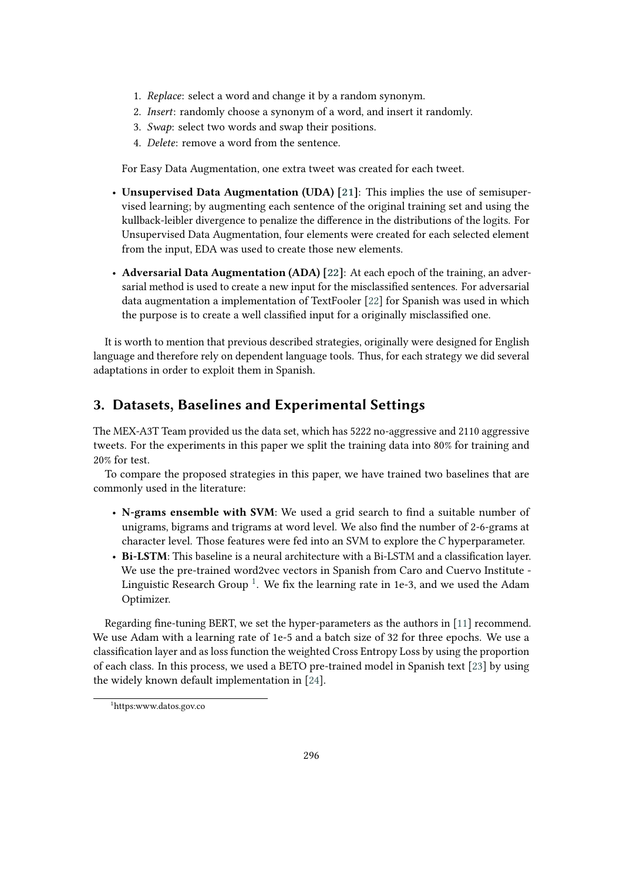1. *Replace*: select a word and change it by a random synonym.
2. *Insert*: randomly choose a synonym of a word, and insert it randomly.
3. *Swap*: select two words and swap their positions.
4. *Delete*: remove a word from the sentence.

For Easy Data Augmentation, one extra tweet was created for each tweet.

- **Unsupervised Data Augmentation (UDA) [21]**: This implies the use of semisupervised learning; by augmenting each sentence of the original training set and using the kullback-leibler divergence to penalize the difference in the distributions of the logits. For Unsupervised Data Augmentation, four elements were created for each selected element from the input, EDA was used to create those new elements.
- **Adversarial Data Augmentation (ADA) [22]**: At each epoch of the training, an adversarial method is used to create a new input for the misclassified sentences. For adversarial data augmentation a implementation of TextFooler [22] for Spanish was used in which the purpose is to create a well classified input for a originally misclassified one.

It is worth to mention that previous described strategies, originally were designed for English language and therefore rely on dependent language tools. Thus, for each strategy we did several adaptations in order to exploit them in Spanish.

## 3. Datasets, Baselines and Experimental Settings

The MEX-A3T Team provided us the data set, which has 5222 no-aggressive and 2110 aggressive tweets. For the experiments in this paper we split the training data into 80% for training and 20% for test.

To compare the proposed strategies in this paper, we have trained two baselines that are commonly used in the literature:

- **N-grams ensemble with SVM**: We used a grid search to find a suitable number of unigrams, bigrams and trigrams at word level. We also find the number of 2-6-grams at character level. Those features were fed into an SVM to explore the *C* hyperparameter.
- **Bi-LSTM**: This baseline is a neural architecture with a Bi-LSTM and a classification layer. We use the pre-trained word2vec vectors in Spanish from Caro and Cuervo Institute - Linguistic Research Group [1]. We fix the learning rate in 1e-3, and we used the Adam Optimizer.

Regarding fine-tuning BERT, we set the hyper-parameters as the authors in [11] recommend. We use Adam with a learning rate of 1e-5 and a batch size of 32 for three epochs. We use a classification layer and as loss function the weighted Cross Entropy Loss by using the proportion of each class. In this process, we used a BETO pre-trained model in Spanish text [23] by using the widely known default implementation in [24].

[1] https:www.datos.gov.co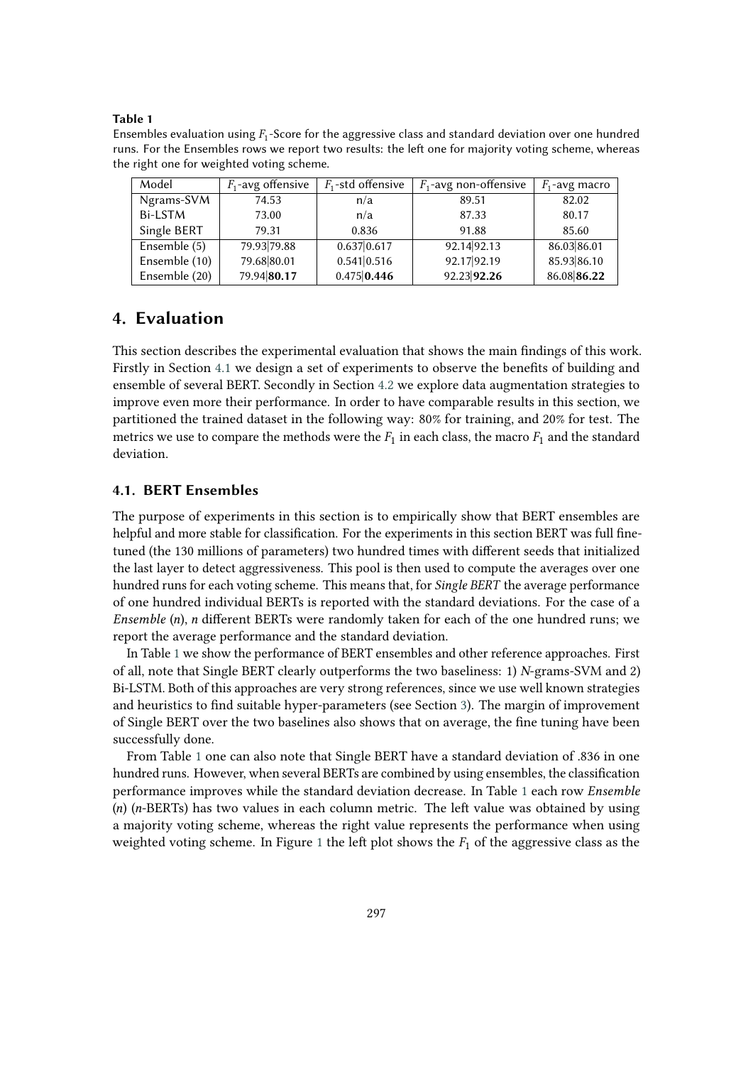**Table 1**

Ensembles evaluation using $F_1$-Score for the aggressive class and standard deviation over one hundred runs. For the Ensembles rows we report two results: the left one for majority voting scheme, whereas the right one for weighted voting scheme.

| Model | $F_1$-avg offensive | $F_1$-std offensive | $F_1$-avg non-offensive | $F_1$-avg macro |
|---|---|---|---|---|
| Ngrams-SVM | 74.53 | n/a | 89.51 | 82.02 |
| Bi-LSTM | 73.00 | n/a | 87.33 | 80.17 |
| Single BERT | 79.31 | 0.836 | 91.88 | 85.60 |
| Ensemble (5) | 79.93\|79.88 | 0.637\|0.617 | 92.14\|92.13 | 86.03\|86.01 |
| Ensemble (10) | 79.68\|80.01 | 0.541\|0.516 | 92.17\|92.19 | 85.93\|86.10 |
| Ensemble (20) | 79.94\|**80.17** | 0.475\|**0.446** | 92.23\|**92.26** | 86.08\|**86.22** |

## 4. Evaluation

This section describes the experimental evaluation that shows the main findings of this work. Firstly in Section 4.1 we design a set of experiments to observe the benefits of building and ensemble of several BERT. Secondly in Section 4.2 we explore data augmentation strategies to improve even more their performance. In order to have comparable results in this section, we partitioned the trained dataset in the following way: 80% for training, and 20% for test. The metrics we use to compare the methods were the $F_1$ in each class, the macro $F_1$ and the standard deviation.

### 4.1. BERT Ensembles

The purpose of experiments in this section is to empirically show that BERT ensembles are helpful and more stable for classification. For the experiments in this section BERT was full fine-tuned (the 130 millions of parameters) two hundred times with different seeds that initialized the last layer to detect aggressiveness. This pool is then used to compute the averages over one hundred runs for each voting scheme. This means that, for *Single BERT* the average performance of one hundred individual BERTs is reported with the standard deviations. For the case of a *Ensemble* (*n*), *n* different BERTs were randomly taken for each of the one hundred runs; we report the average performance and the standard deviation.

In Table 1 we show the performance of BERT ensembles and other reference approaches. First of all, note that Single BERT clearly outperforms the two baselines: 1) *N*-grams-SVM and 2) Bi-LSTM. Both of this approaches are very strong references, since we use well known strategies and heuristics to find suitable hyper-parameters (see Section 3). The margin of improvement of Single BERT over the two baselines also shows that on average, the fine tuning have been successfully done.

From Table 1 one can also note that Single BERT have a standard deviation of .836 in one hundred runs. However, when several BERTs are combined by using ensembles, the classification performance improves while the standard deviation decrease. In Table 1 each row *Ensemble* (*n*) (*n*-BERTs) has two values in each column metric. The left value was obtained by using a majority voting scheme, whereas the right value represents the performance when using weighted voting scheme. In Figure 1 the left plot shows the $F_1$ of the aggressive class as the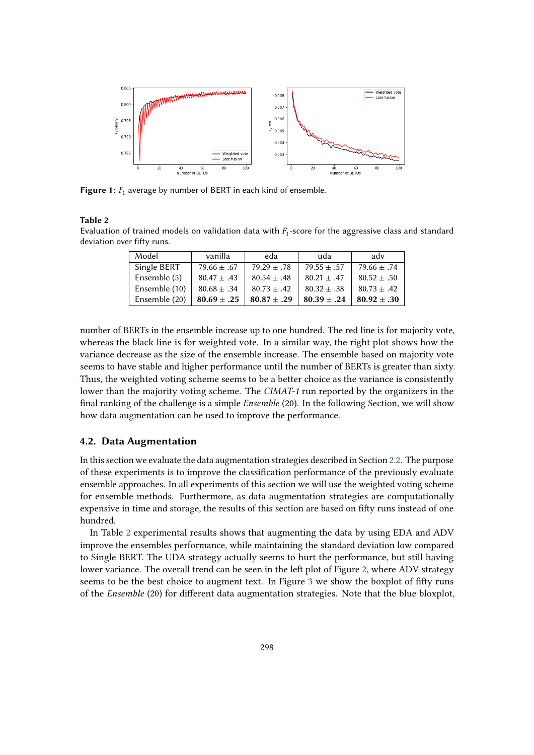**Figure 1:** $F_1$ average by number of BERT in each kind of ensemble.

**Table 2**
Evaluation of trained models on validation data with $F_1$-score for the aggressive class and standard deviation over fifty runs.

| Model | vanilla | eda | uda | adv |
|---|---|---|---|---|
| Single BERT | 79.66 ± .67 | 79.29 ± .78 | 79.55 ± .57 | 79.66 ± .74 |
| Ensemble (5) | 80.47 ± .43 | 80.54 ± .48 | 80.21 ± .47 | 80.52 ± .50 |
| Ensemble (10) | 80.68 ± .34 | 80.73 ± .42 | 80.32 ± .38 | 80.73 ± .42 |
| Ensemble (20) | **80.69 ± .25** | **80.87 ± .29** | **80.39 ± .24** | **80.92 ± .30** |

number of BERTs in the ensemble increase up to one hundred. The red line is for majority vote, whereas the black line is for weighted vote. In a similar way, the right plot shows how the variance decrease as the size of the ensemble increase. The ensemble based on majority vote seems to have stable and higher performance until the number of BERTs is greater than sixty. Thus, the weighted voting scheme seems to be a better choice as the variance is consistently lower than the majority voting scheme. The *CIMAT-1* run reported by the organizers in the final ranking of the challenge is a simple *Ensemble* (20). In the following Section, we will show how data augmentation can be used to improve the performance.

### 4.2. Data Augmentation

In this section we evaluate the data augmentation strategies described in Section 2.2. The purpose of these experiments is to improve the classification performance of the previously evaluate ensemble approaches. In all experiments of this section we will use the weighted voting scheme for ensemble methods. Furthermore, as data augmentation strategies are computationally expensive in time and storage, the results of this section are based on fifty runs instead of one hundred.

In Table 2 experimental results shows that augmenting the data by using EDA and ADV improve the ensembles performance, while maintaining the standard deviation low compared to Single BERT. The UDA strategy actually seems to hurt the performance, but still having lower variance. The overall trend can be seen in the left plot of Figure 2, where ADV strategy seems to be the best choice to augment text. In Figure 3 we show the boxplot of fifty runs of the *Ensemble* (20) for different data augmentation strategies. Note that the blue bloxplot,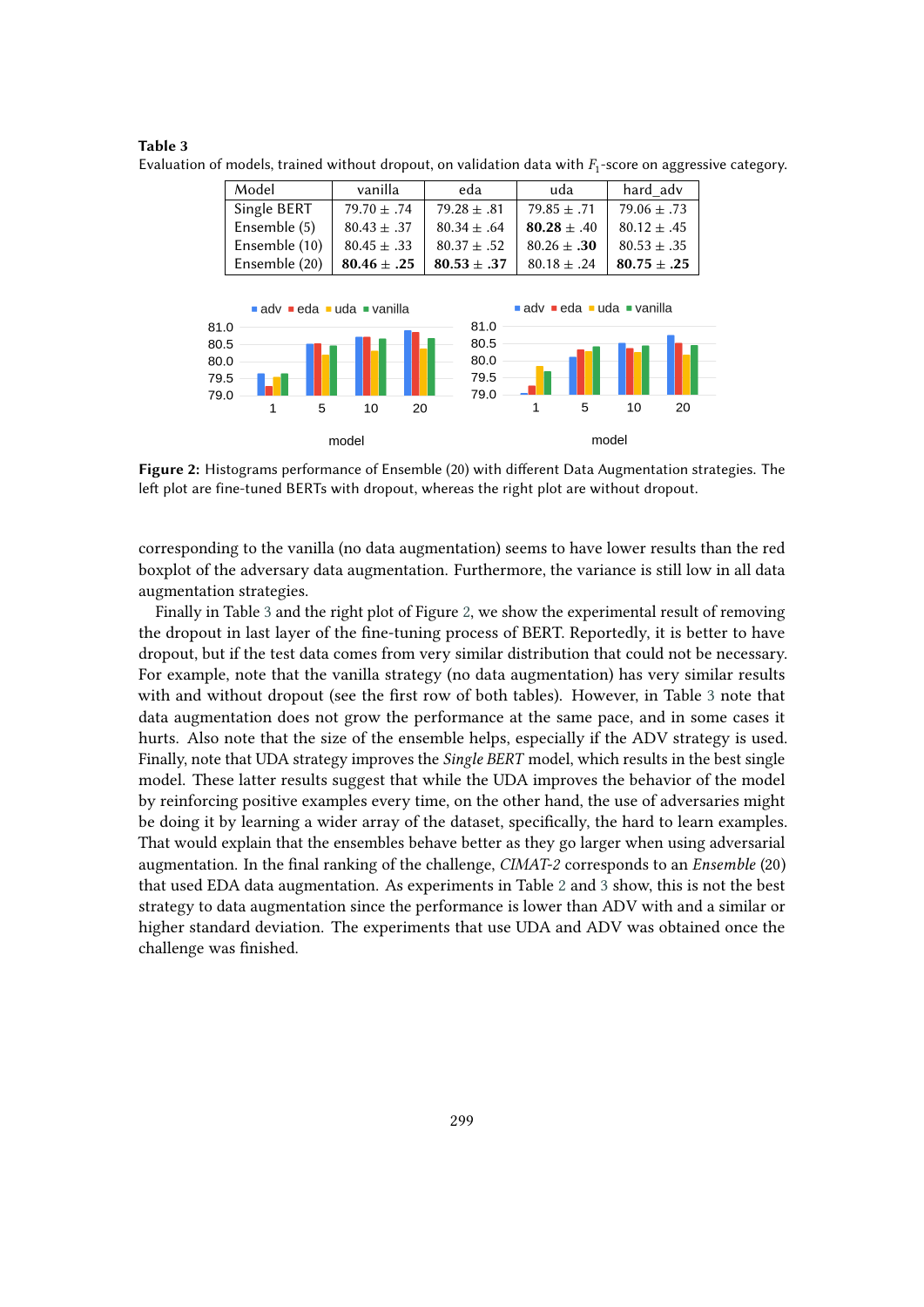**Table 3**

Evaluation of models, trained without dropout, on validation data with $F_1$-score on aggressive category.

| Model | vanilla | eda | uda | hard_adv |
|---|---|---|---|---|
| Single BERT | 79.70 ± .74 | 79.28 ± .81 | 79.85 ± .71 | 79.06 ± .73 |
| Ensemble (5) | 80.43 ± .37 | 80.34 ± .64 | **80.28** ± .40 | 80.12 ± .45 |
| Ensemble (10) | 80.45 ± .33 | 80.37 ± .52 | 80.26 ± **.30** | 80.53 ± .35 |
| Ensemble (20) | **80.46** ± **.25** | **80.53** ± **.37** | 80.18 ± .24 | **80.75** ± **.25** |

**Figure 2:** Histograms performance of Ensemble (20) with different Data Augmentation strategies. The left plot are fine-tuned BERTs with dropout, whereas the right plot are without dropout.

corresponding to the vanilla (no data augmentation) seems to have lower results than the red boxplot of the adversary data augmentation. Furthermore, the variance is still low in all data augmentation strategies.

Finally in Table 3 and the right plot of Figure 2, we show the experimental result of removing the dropout in last layer of the fine-tuning process of BERT. Reportedly, it is better to have dropout, but if the test data comes from very similar distribution that could not be necessary. For example, note that the vanilla strategy (no data augmentation) has very similar results with and without dropout (see the first row of both tables). However, in Table 3 note that data augmentation does not grow the performance at the same pace, and in some cases it hurts. Also note that the size of the ensemble helps, especially if the ADV strategy is used. Finally, note that UDA strategy improves the *Single BERT* model, which results in the best single model. These latter results suggest that while the UDA improves the behavior of the model by reinforcing positive examples every time, on the other hand, the use of adversaries might be doing it by learning a wider array of the dataset, specifically, the hard to learn examples. That would explain that the ensembles behave better as they go larger when using adversarial augmentation. In the final ranking of the challenge, *CIMAT-2* corresponds to an *Ensemble* (20) that used EDA data augmentation. As experiments in Table 2 and 3 show, this is not the best strategy to data augmentation since the performance is lower than ADV with and a similar or higher standard deviation. The experiments that use UDA and ADV was obtained once the challenge was finished.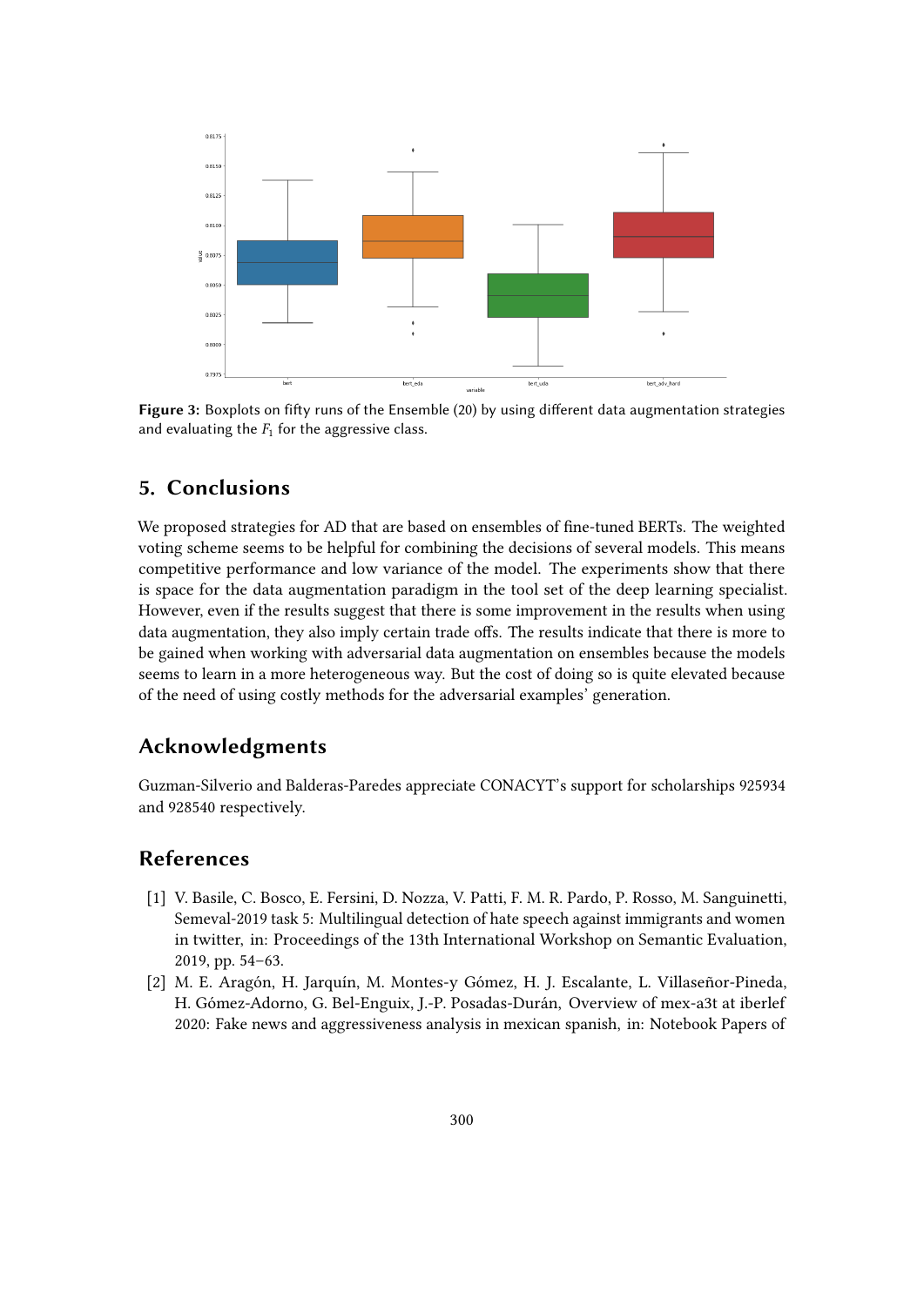**Figure 3:** Boxplots on fifty runs of the Ensemble (20) by using different data augmentation strategies and evaluating the $F_1$ for the aggressive class.

## 5. Conclusions

We proposed strategies for AD that are based on ensembles of fine-tuned BERTs. The weighted voting scheme seems to be helpful for combining the decisions of several models. This means competitive performance and low variance of the model. The experiments show that there is space for the data augmentation paradigm in the tool set of the deep learning specialist. However, even if the results suggest that there is some improvement in the results when using data augmentation, they also imply certain trade offs. The results indicate that there is more to be gained when working with adversarial data augmentation on ensembles because the models seems to learn in a more heterogeneous way. But the cost of doing so is quite elevated because of the need of using costly methods for the adversarial examples' generation.

## Acknowledgments

Guzman-Silverio and Balderas-Paredes appreciate CONACYT's support for scholarships 925934 and 928540 respectively.

## References

[1] V. Basile, C. Bosco, E. Fersini, D. Nozza, V. Patti, F. M. R. Pardo, P. Rosso, M. Sanguinetti, Semeval-2019 task 5: Multilingual detection of hate speech against immigrants and women in twitter, in: Proceedings of the 13th International Workshop on Semantic Evaluation, 2019, pp. 54–63.

[2] M. E. Aragón, H. Jarquín, M. Montes-y Gómez, H. J. Escalante, L. Villaseñor-Pineda, H. Gómez-Adorno, G. Bel-Enguix, J.-P. Posadas-Durán, Overview of mex-a3t at iberlef 2020: Fake news and aggressiveness analysis in mexican spanish, in: Notebook Papers of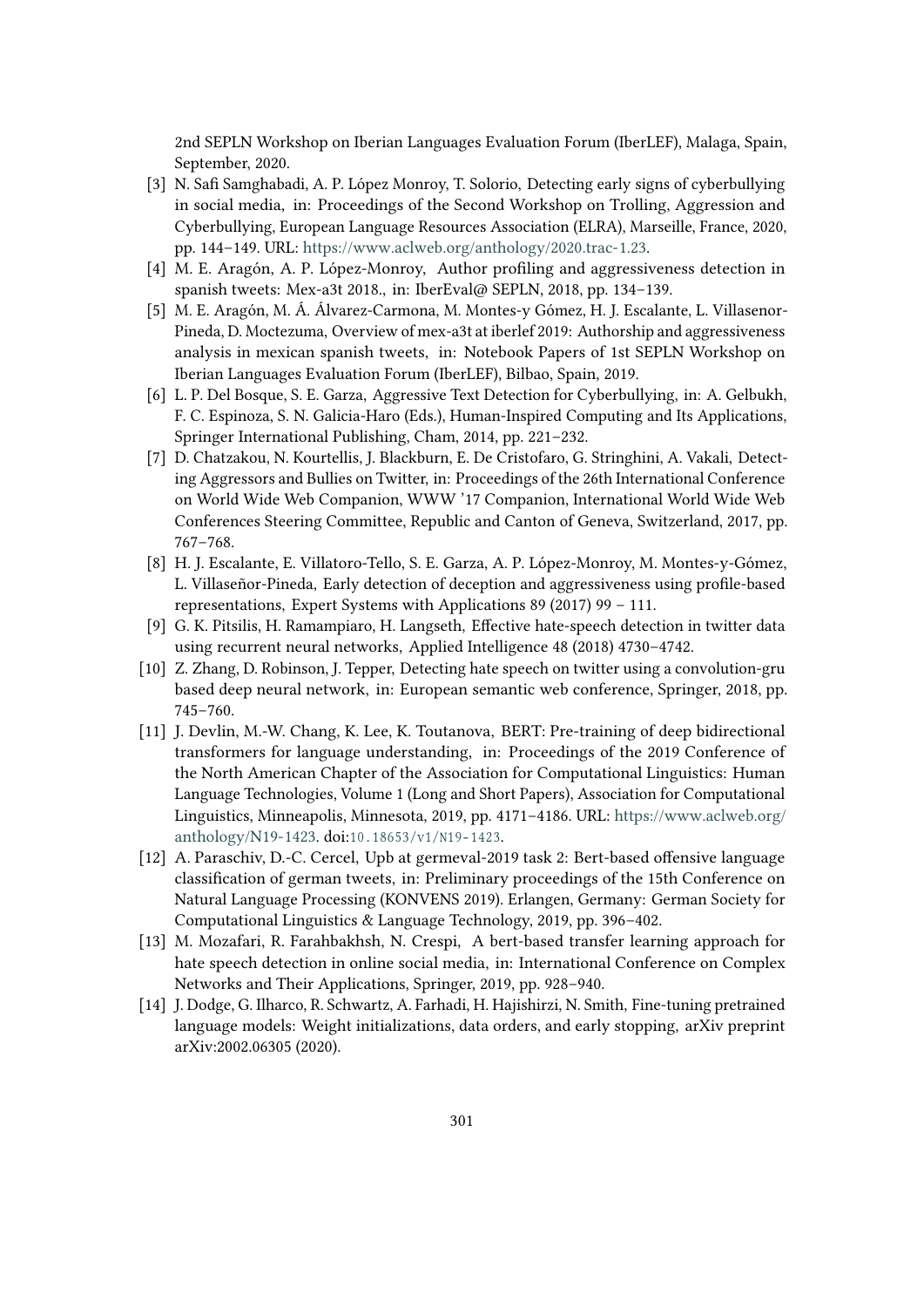2nd SEPLN Workshop on Iberian Languages Evaluation Forum (IberLEF), Malaga, Spain, September, 2020.

[3] N. Safi Samghabadi, A. P. López Monroy, T. Solorio, Detecting early signs of cyberbullying in social media, in: Proceedings of the Second Workshop on Trolling, Aggression and Cyberbullying, European Language Resources Association (ELRA), Marseille, France, 2020, pp. 144–149. URL: https://www.aclweb.org/anthology/2020.trac-1.23.

[4] M. E. Aragón, A. P. López-Monroy, Author profiling and aggressiveness detection in spanish tweets: Mex-a3t 2018., in: IberEval@ SEPLN, 2018, pp. 134–139.

[5] M. E. Aragón, M. Á. Álvarez-Carmona, M. Montes-y Gómez, H. J. Escalante, L. Villasenor-Pineda, D. Moctezuma, Overview of mex-a3t at iberlef 2019: Authorship and aggressiveness analysis in mexican spanish tweets, in: Notebook Papers of 1st SEPLN Workshop on Iberian Languages Evaluation Forum (IberLEF), Bilbao, Spain, 2019.

[6] L. P. Del Bosque, S. E. Garza, Aggressive Text Detection for Cyberbullying, in: A. Gelbukh, F. C. Espinoza, S. N. Galicia-Haro (Eds.), Human-Inspired Computing and Its Applications, Springer International Publishing, Cham, 2014, pp. 221–232.

[7] D. Chatzakou, N. Kourtellis, J. Blackburn, E. De Cristofaro, G. Stringhini, A. Vakali, Detecting Aggressors and Bullies on Twitter, in: Proceedings of the 26th International Conference on World Wide Web Companion, WWW '17 Companion, International World Wide Web Conferences Steering Committee, Republic and Canton of Geneva, Switzerland, 2017, pp. 767–768.

[8] H. J. Escalante, E. Villatoro-Tello, S. E. Garza, A. P. López-Monroy, M. Montes-y-Gómez, L. Villaseñor-Pineda, Early detection of deception and aggressiveness using profile-based representations, Expert Systems with Applications 89 (2017) 99 – 111.

[9] G. K. Pitsilis, H. Ramampiaro, H. Langseth, Effective hate-speech detection in twitter data using recurrent neural networks, Applied Intelligence 48 (2018) 4730–4742.

[10] Z. Zhang, D. Robinson, J. Tepper, Detecting hate speech on twitter using a convolution-gru based deep neural network, in: European semantic web conference, Springer, 2018, pp. 745–760.

[11] J. Devlin, M.-W. Chang, K. Lee, K. Toutanova, BERT: Pre-training of deep bidirectional transformers for language understanding, in: Proceedings of the 2019 Conference of the North American Chapter of the Association for Computational Linguistics: Human Language Technologies, Volume 1 (Long and Short Papers), Association for Computational Linguistics, Minneapolis, Minnesota, 2019, pp. 4171–4186. URL: https://www.aclweb.org/anthology/N19-1423. doi:10.18653/v1/N19-1423.

[12] A. Paraschiv, D.-C. Cercel, Upb at germeval-2019 task 2: Bert-based offensive language classification of german tweets, in: Preliminary proceedings of the 15th Conference on Natural Language Processing (KONVENS 2019). Erlangen, Germany: German Society for Computational Linguistics & Language Technology, 2019, pp. 396–402.

[13] M. Mozafari, R. Farahbakhsh, N. Crespi, A bert-based transfer learning approach for hate speech detection in online social media, in: International Conference on Complex Networks and Their Applications, Springer, 2019, pp. 928–940.

[14] J. Dodge, G. Ilharco, R. Schwartz, A. Farhadi, H. Hajishirzi, N. Smith, Fine-tuning pretrained language models: Weight initializations, data orders, and early stopping, arXiv preprint arXiv:2002.06305 (2020).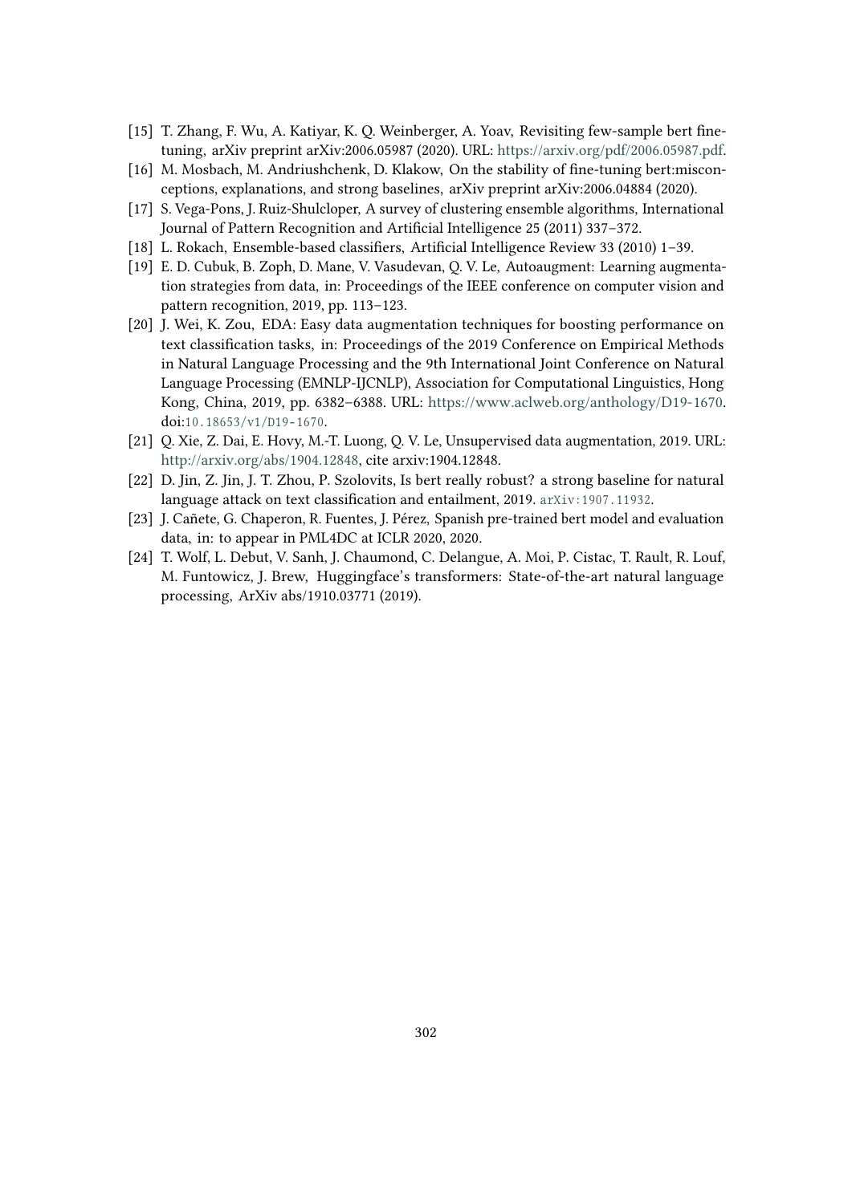[15] T. Zhang, F. Wu, A. Katiyar, K. Q. Weinberger, A. Yoav, Revisiting few-sample bert fine-tuning, arXiv preprint arXiv:2006.05987 (2020). URL: https://arxiv.org/pdf/2006.05987.pdf.

[16] M. Mosbach, M. Andriushchenk, D. Klakow, On the stability of fine-tuning bert:misconceptions, explanations, and strong baselines, arXiv preprint arXiv:2006.04884 (2020).

[17] S. Vega-Pons, J. Ruiz-Shulcloper, A survey of clustering ensemble algorithms, International Journal of Pattern Recognition and Artificial Intelligence 25 (2011) 337–372.

[18] L. Rokach, Ensemble-based classifiers, Artificial Intelligence Review 33 (2010) 1–39.

[19] E. D. Cubuk, B. Zoph, D. Mane, V. Vasudevan, Q. V. Le, Autoaugment: Learning augmentation strategies from data, in: Proceedings of the IEEE conference on computer vision and pattern recognition, 2019, pp. 113–123.

[20] J. Wei, K. Zou, EDA: Easy data augmentation techniques for boosting performance on text classification tasks, in: Proceedings of the 2019 Conference on Empirical Methods in Natural Language Processing and the 9th International Joint Conference on Natural Language Processing (EMNLP-IJCNLP), Association for Computational Linguistics, Hong Kong, China, 2019, pp. 6382–6388. URL: https://www.aclweb.org/anthology/D19-1670. doi:10.18653/v1/D19-1670.

[21] Q. Xie, Z. Dai, E. Hovy, M.-T. Luong, Q. V. Le, Unsupervised data augmentation, 2019. URL: http://arxiv.org/abs/1904.12848, cite arxiv:1904.12848.

[22] D. Jin, Z. Jin, J. T. Zhou, P. Szolovits, Is bert really robust? a strong baseline for natural language attack on text classification and entailment, 2019. arXiv:1907.11932.

[23] J. Cañete, G. Chaperon, R. Fuentes, J. Pérez, Spanish pre-trained bert model and evaluation data, in: to appear in PML4DC at ICLR 2020, 2020.

[24] T. Wolf, L. Debut, V. Sanh, J. Chaumond, C. Delangue, A. Moi, P. Cistac, T. Rault, R. Louf, M. Funtowicz, J. Brew, Huggingface's transformers: State-of-the-art natural language processing, ArXiv abs/1910.03771 (2019).